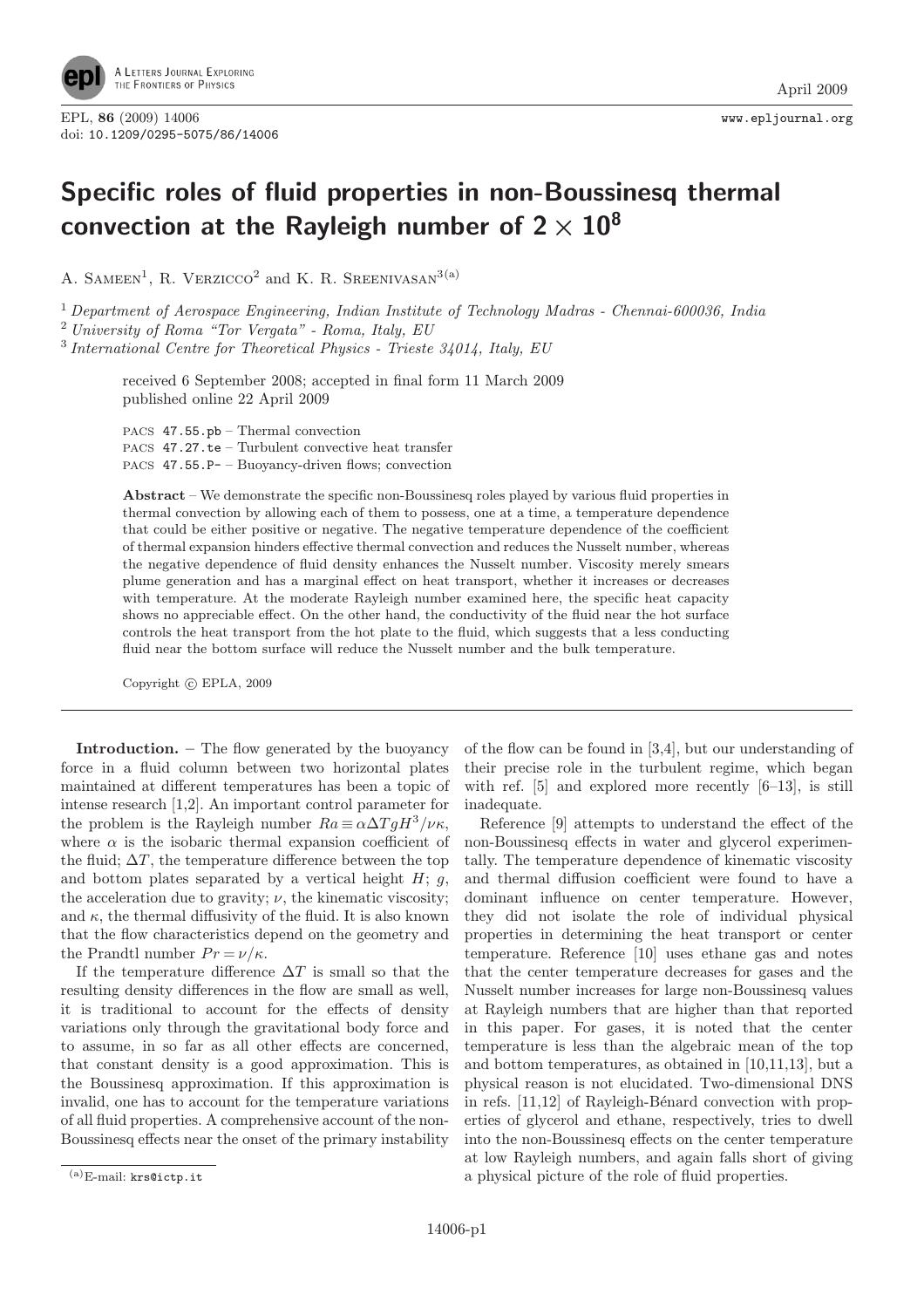# Specific roles of fluid properties in non-Boussinesq thermal convection at the Rayleigh number of $2 \times 10^8$

A. Sameen[1], R. Verzicco[2] and K. R. Sreenivasan[3(a)]

[1] *Department of Aerospace Engineering, Indian Institute of Technology Madras - Chennai-600036, India*
[2] *University of Roma "Tor Vergata" - Roma, Italy, EU*
[3] *International Centre for Theoretical Physics - Trieste 34014, Italy, EU*

received 6 September 2008; accepted in final form 11 March 2009
published online 22 April 2009

PACS 47.55.pb – Thermal convection
PACS 47.27.te – Turbulent convective heat transfer
PACS 47.55.P- – Buoyancy-driven flows; convection

**Abstract** – We demonstrate the specific non-Boussinesq roles played by various fluid properties in thermal convection by allowing each of them to possess, one at a time, a temperature dependence that could be either positive or negative. The negative temperature dependence of the coefficient of thermal expansion hinders effective thermal convection and reduces the Nusselt number, whereas the negative dependence of fluid density enhances the Nusselt number. Viscosity merely smears plume generation and has a marginal effect on heat transport, whether it increases or decreases with temperature. At the moderate Rayleigh number examined here, the specific heat capacity shows no appreciable effect. On the other hand, the conductivity of the fluid near the hot surface controls the heat transport from the hot plate to the fluid, which suggests that a less conducting fluid near the bottom surface will reduce the Nusselt number and the bulk temperature.

Copyright © EPLA, 2009

**Introduction.** – The flow generated by the buoyancy force in a fluid column between two horizontal plates maintained at different temperatures has been a topic of intense research [1,2]. An important control parameter for the problem is the Rayleigh number $Ra \equiv \alpha \Delta T g H^3/\nu\kappa$, where $\alpha$ is the isobaric thermal expansion coefficient of the fluid; $\Delta T$, the temperature difference between the top and bottom plates separated by a vertical height $H$; $g$, the acceleration due to gravity; $\nu$, the kinematic viscosity; and $\kappa$, the thermal diffusivity of the fluid. It is also known that the flow characteristics depend on the geometry and the Prandtl number $Pr = \nu/\kappa$.

If the temperature difference $\Delta T$ is small so that the resulting density differences in the flow are small as well, it is traditional to account for the effects of density variations only through the gravitational body force and to assume, in so far as all other effects are concerned, that constant density is a good approximation. This is the Boussinesq approximation. If this approximation is invalid, one has to account for the temperature variations of all fluid properties. A comprehensive account of the non-Boussinesq effects near the onset of the primary instability of the flow can be found in [3,4], but our understanding of their precise role in the turbulent regime, which began with ref. [5] and explored more recently [6–13], is still inadequate.

Reference [9] attempts to understand the effect of the non-Boussinesq effects in water and glycerol experimentally. The temperature dependence of kinematic viscosity and thermal diffusion coefficient were found to have a dominant influence on center temperature. However, they did not isolate the role of individual physical properties in determining the heat transport or center temperature. Reference [10] uses ethane gas and notes that the center temperature decreases for gases and the Nusselt number increases for large non-Boussinesq values at Rayleigh numbers that are higher than that reported in this paper. For gases, it is noted that the center temperature is less than the algebraic mean of the top and bottom temperatures, as obtained in [10,11,13], but a physical reason is not elucidated. Two-dimensional DNS in refs. [11,12] of Rayleigh-Bénard convection with properties of glycerol and ethane, respectively, tries to dwell into the non-Boussinesq effects on the center temperature at low Rayleigh numbers, and again falls short of giving a physical picture of the role of fluid properties.

(a) E-mail: krs@ictp.it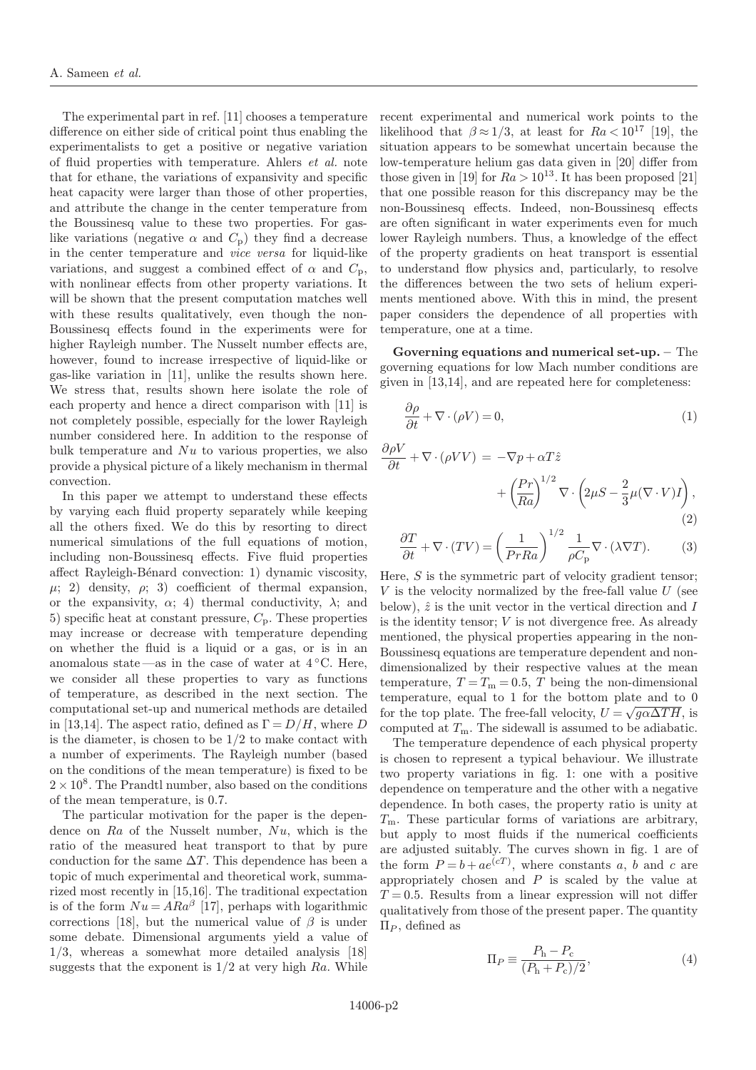The experimental part in ref. [11] chooses a temperature difference on either side of critical point thus enabling the experimentalists to get a positive or negative variation of fluid properties with temperature. Ahlers *et al.* note that for ethane, the variations of expansivity and specific heat capacity were larger than those of other properties, and attribute the change in the center temperature from the Boussinesq value to these two properties. For gas-like variations (negative $\alpha$ and $C_{\rm p}$) they find a decrease in the center temperature and *vice versa* for liquid-like variations, and suggest a combined effect of $\alpha$ and $C_{\rm p}$, with nonlinear effects from other property variations. It will be shown that the present computation matches well with these results qualitatively, even though the non-Boussinesq effects found in the experiments were for higher Rayleigh number. The Nusselt number effects are, however, found to increase irrespective of liquid-like or gas-like variation in [11], unlike the results shown here. We stress that, results shown here isolate the role of each property and hence a direct comparison with [11] is not completely possible, especially for the lower Rayleigh number considered here. In addition to the response of bulk temperature and $Nu$ to various properties, we also provide a physical picture of a likely mechanism in thermal convection.

In this paper we attempt to understand these effects by varying each fluid property separately while keeping all the others fixed. We do this by resorting to direct numerical simulations of the full equations of motion, including non-Boussinesq effects. Five fluid properties affect Rayleigh-Bénard convection: 1) dynamic viscosity, $\mu$; 2) density, $\rho$; 3) coefficient of thermal expansion, or the expansivity, $\alpha$; 4) thermal conductivity, $\lambda$; and 5) specific heat at constant pressure, $C_{\rm p}$. These properties may increase or decrease with temperature depending on whether the fluid is a liquid or a gas, or is in an anomalous state—as in the case of water at 4 °C. Here, we consider all these properties to vary as functions of temperature, as described in the next section. The computational set-up and numerical methods are detailed in [13,14]. The aspect ratio, defined as $\Gamma = D/H$, where $D$ is the diameter, is chosen to be 1/2 to make contact with a number of experiments. The Rayleigh number (based on the conditions of the mean temperature) is fixed to be $2\times10^8$. The Prandtl number, also based on the conditions of the mean temperature, is 0.7.

The particular motivation for the paper is the dependence on $Ra$ of the Nusselt number, $Nu$, which is the ratio of the measured heat transport to that by pure conduction for the same $\Delta T$. This dependence has been a topic of much experimental and theoretical work, summarized most recently in [15,16]. The traditional expectation is of the form $Nu = ARa^{\beta}$ [17], perhaps with logarithmic corrections [18], but the numerical value of $\beta$ is under some debate. Dimensional arguments yield a value of 1/3, whereas a somewhat more detailed analysis [18] suggests that the exponent is 1/2 at very high $Ra$. While recent experimental and numerical work points to the likelihood that $\beta \approx 1/3$, at least for $Ra < 10^{17}$ [19], the situation appears to be somewhat uncertain because the low-temperature helium gas data given in [20] differ from those given in [19] for $Ra > 10^{13}$. It has been proposed [21] that one possible reason for this discrepancy may be the non-Boussinesq effects. Indeed, non-Boussinesq effects are often significant in water experiments even for much lower Rayleigh numbers. Thus, a knowledge of the effect of the property gradients on heat transport is essential to understand flow physics and, particularly, to resolve the differences between the two sets of helium experiments mentioned above. With this in mind, the present paper considers the dependence of all properties with temperature, one at a time.

**Governing equations and numerical set-up.** – The governing equations for low Mach number conditions are given in [13,14], and are repeated here for completeness:

$$\frac{\partial \rho}{\partial t} + \nabla\cdot(\rho V) = 0, \tag{1}$$

$$\frac{\partial \rho V}{\partial t} + \nabla\cdot(\rho VV) = -\nabla p + \alpha T\hat{z} + \left(\frac{Pr}{Ra}\right)^{1/2}\nabla\cdot\left(2\mu S - \frac{2}{3}\mu(\nabla\cdot V)I\right), \tag{2}$$

$$\frac{\partial T}{\partial t} + \nabla\cdot(TV) = \left(\frac{1}{PrRa}\right)^{1/2}\frac{1}{\rho C_{\rm p}}\nabla\cdot(\lambda\nabla T). \tag{3}$$

Here, $S$ is the symmetric part of velocity gradient tensor; $V$ is the velocity normalized by the free-fall value $U$ (see below), $\hat{z}$ is the unit vector in the vertical direction and $I$ is the identity tensor; $V$ is not divergence free. As already mentioned, the physical properties appearing in the non-Boussinesq equations are temperature dependent and non-dimensionalized by their respective values at the mean temperature, $T = T_{\rm m} = 0.5$, $T$ being the non-dimensional temperature, equal to 1 for the bottom plate and to 0 for the top plate. The free-fall velocity, $U = \sqrt{g\alpha\Delta TH}$, is computed at $T_{\rm m}$. The sidewall is assumed to be adiabatic.

The temperature dependence of each physical property is chosen to represent a typical behaviour. We illustrate two property variations in fig. 1: one with a positive dependence on temperature and the other with a negative dependence. In both cases, the property ratio is unity at $T_{\rm m}$. These particular forms of variations are arbitrary, but apply to most fluids if the numerical coefficients are adjusted suitably. The curves shown in fig. 1 are of the form $P = b + ae^{(cT)}$, where constants $a$, $b$ and $c$ are appropriately chosen and $P$ is scaled by the value at $T = 0.5$. Results from a linear expression will not differ qualitatively from those of the present paper. The quantity $\Pi_P$, defined as

$$\Pi_P \equiv \frac{P_{\rm h} - P_{\rm c}}{(P_{\rm h} + P_{\rm c})/2}, \tag{4}$$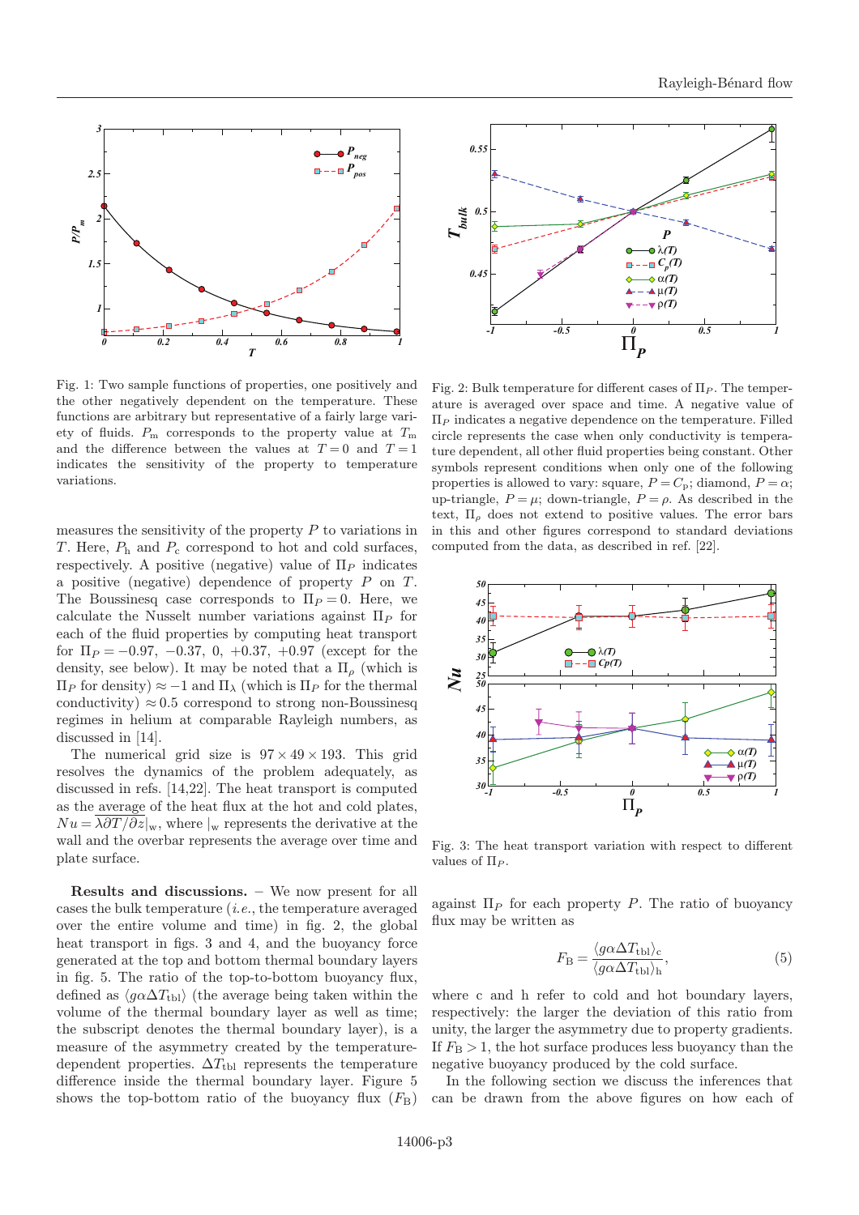Fig. 1: Two sample functions of properties, one positively and the other negatively dependent on the temperature. These functions are arbitrary but representative of a fairly large variety of fluids. $P_{\rm m}$ corresponds to the property value at $T_{\rm m}$ and the difference between the values at $T=0$ and $T=1$ indicates the sensitivity of the property to temperature variations.

Fig. 2: Bulk temperature for different cases of $\Pi_P$. The temperature is averaged over space and time. A negative value of $\Pi_P$ indicates a negative dependence on the temperature. Filled circle represents the case when only conductivity is temperature dependent, all other fluid properties being constant. Other symbols represent conditions when only one of the following properties is allowed to vary: square, $P=C_{\rm p}$; diamond, $P=\alpha$; up-triangle, $P=\mu$; down-triangle, $P=\rho$. As described in the text, $\Pi_\rho$ does not extend to positive values. The error bars in this and other figures correspond to standard deviations computed from the data, as described in ref. [22].

measures the sensitivity of the property $P$ to variations in $T$. Here, $P_{\rm h}$ and $P_{\rm c}$ correspond to hot and cold surfaces, respectively. A positive (negative) value of $\Pi_P$ indicates a positive (negative) dependence of property $P$ on $T$. The Boussinesq case corresponds to $\Pi_P=0$. Here, we calculate the Nusselt number variations against $\Pi_P$ for each of the fluid properties by computing heat transport for $\Pi_P=-0.97$, $-0.37$, 0, $+0.37$, $+0.97$ (except for the density, see below). It may be noted that a $\Pi_\rho$ (which is $\Pi_P$ for density) $\approx -1$ and $\Pi_\lambda$ (which is $\Pi_P$ for the thermal conductivity) $\approx 0.5$ correspond to strong non-Boussinesq regimes in helium at comparable Rayleigh numbers, as discussed in [14].

The numerical grid size is $97\times 49\times 193$. This grid resolves the dynamics of the problem adequately, as discussed in refs. [14,22]. The heat transport is computed as the average of the heat flux at the hot and cold plates, $Nu=\overline{\lambda\partial T/\partial z}|_{\rm w}$, where $|_{\rm w}$ represents the derivative at the wall and the overbar represents the average over time and plate surface.

**Results and discussions.** – We now present for all cases the bulk temperature (*i.e.*, the temperature averaged over the entire volume and time) in fig. 2, the global heat transport in figs. 3 and 4, and the buoyancy force generated at the top and bottom thermal boundary layers in fig. 5. The ratio of the top-to-bottom buoyancy flux, defined as $\langle g\alpha\Delta T_{\rm tbl}\rangle$ (the average being taken within the volume of the thermal boundary layer as well as time; the subscript denotes the thermal boundary layer), is a measure of the asymmetry created by the temperature-dependent properties. $\Delta T_{\rm tbl}$ represents the temperature difference inside the thermal boundary layer. Figure 5 shows the top-bottom ratio of the buoyancy flux ($F_{\rm B}$) against $\Pi_P$ for each property $P$. The ratio of buoyancy flux may be written as

$$F_{\rm B}=\frac{\langle g\alpha\Delta T_{\rm tbl}\rangle_{\rm c}}{\langle g\alpha\Delta T_{\rm tbl}\rangle_{\rm h}},\tag{5}$$

where c and h refer to cold and hot boundary layers, respectively: the larger the deviation of this ratio from unity, the larger the asymmetry due to property gradients. If $F_{\rm B}>1$, the hot surface produces less buoyancy than the negative buoyancy produced by the cold surface.

In the following section we discuss the inferences that can be drawn from the above figures on how each of

Fig. 3: The heat transport variation with respect to different values of $\Pi_P$.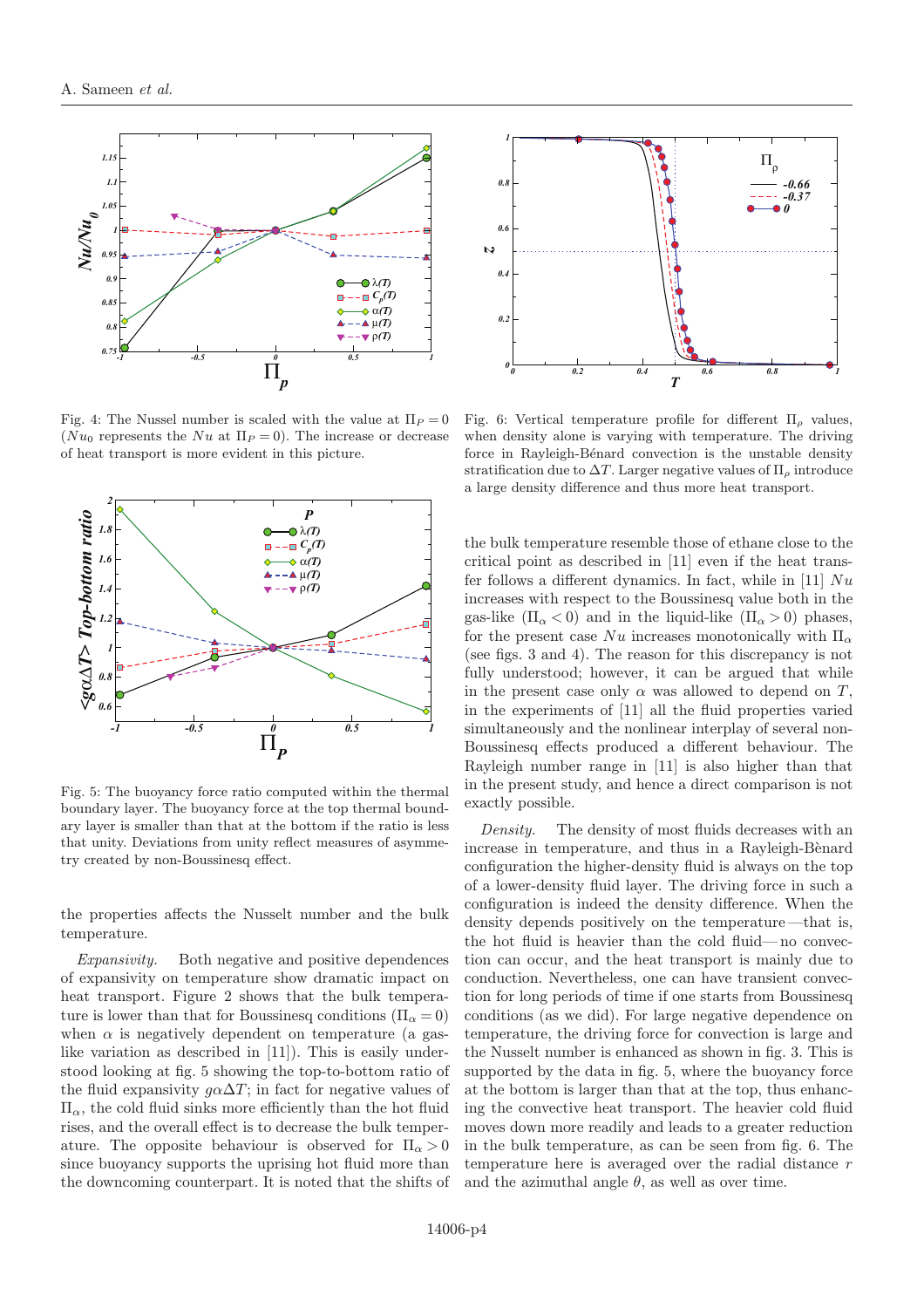Fig. 4: The Nusselt number is scaled with the value at $\Pi_P = 0$ ($Nu_0$ represents the $Nu$ at $\Pi_P = 0$). The increase or decrease of heat transport is more evident in this picture.

Fig. 5: The buoyancy force ratio computed within the thermal boundary layer. The buoyancy force at the top thermal boundary layer is smaller than that at the bottom if the ratio is less that unity. Deviations from unity reflect measures of asymmetry created by non-Boussinesq effect.

the properties affects the Nusselt number and the bulk temperature.

*Expansivity.* Both negative and positive dependences of expansivity on temperature show dramatic impact on heat transport. Figure 2 shows that the bulk temperature is lower than that for Boussinesq conditions ($\Pi_\alpha = 0$) when $\alpha$ is negatively dependent on temperature (a gas-like variation as described in [11]). This is easily understood looking at fig. 5 showing the top-to-bottom ratio of the fluid expansivity $g\alpha\Delta T$; in fact for negative values of $\Pi_\alpha$, the cold fluid sinks more efficiently than the hot fluid rises, and the overall effect is to decrease the bulk temperature. The opposite behaviour is observed for $\Pi_\alpha > 0$ since buoyancy supports the uprising hot fluid more than the downcoming counterpart. It is noted that the shifts of the bulk temperature resemble those of ethane close to the critical point as described in [11] even if the heat transfer follows a different dynamics. In fact, while in [11] $Nu$ increases with respect to the Boussinesq value both in the gas-like ($\Pi_\alpha < 0$) and in the liquid-like ($\Pi_\alpha > 0$) phases, for the present case $Nu$ increases monotonically with $\Pi_\alpha$ (see figs. 3 and 4). The reason for this discrepancy is not fully understood; however, it can be argued that while in the present case only $\alpha$ was allowed to depend on $T$, in the experiments of [11] all the fluid properties varied simultaneously and the nonlinear interplay of several non-Boussinesq effects produced a different behaviour. The Rayleigh number range in [11] is also higher than that in the present study, and hence a direct comparison is not exactly possible.

Fig. 6: Vertical temperature profile for different $\Pi_\rho$ values, when density alone is varying with temperature. The driving force in Rayleigh-Bénard convection is the unstable density stratification due to $\Delta T$. Larger negative values of $\Pi_\rho$ introduce a large density difference and thus more heat transport.

*Density.* The density of most fluids decreases with an increase in temperature, and thus in a Rayleigh-Bènard configuration the higher-density fluid is always on the top of a lower-density fluid layer. The driving force in such a configuration is indeed the density difference. When the density depends positively on the temperature —that is, the hot fluid is heavier than the cold fluid— no convection can occur, and the heat transport is mainly due to conduction. Nevertheless, one can have transient convection for long periods of time if one starts from Boussinesq conditions (as we did). For large negative dependence on temperature, the driving force for convection is large and the Nusselt number is enhanced as shown in fig. 3. This is supported by the data in fig. 5, where the buoyancy force at the bottom is larger than that at the top, thus enhancing the convective heat transport. The heavier cold fluid moves down more readily and leads to a greater reduction in the bulk temperature, as can be seen from fig. 6. The temperature here is averaged over the radial distance $r$ and the azimuthal angle $\theta$, as well as over time.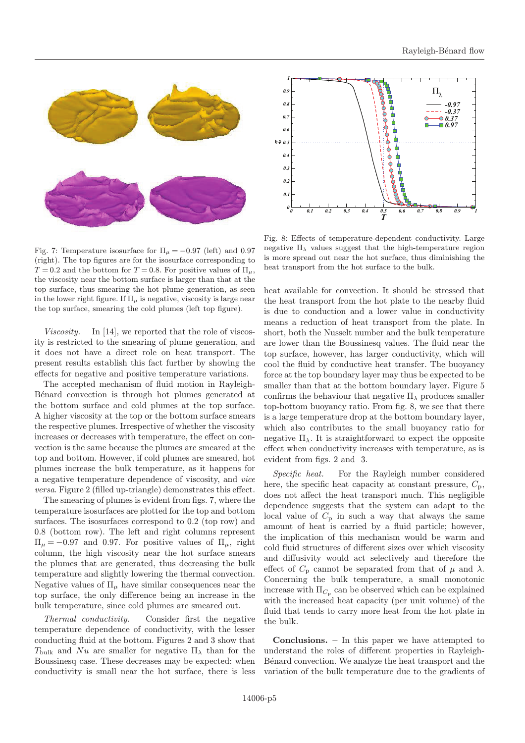Fig. 7: Temperature isosurface for $\Pi_\mu = -0.97$ (left) and 0.97 (right). The top figures are for the isosurface corresponding to $T = 0.2$ and the bottom for $T = 0.8$. For positive values of $\Pi_\mu$, the viscosity near the bottom surface is larger than that at the top surface, thus smearing the hot plume generation, as seen in the lower right figure. If $\Pi_\mu$ is negative, viscosity is large near the top surface, smearing the cold plumes (left top figure).

Fig. 8: Effects of temperature-dependent conductivity. Large negative $\Pi_\lambda$ values suggest that the high-temperature region is more spread out near the hot surface, thus diminishing the heat transport from the hot surface to the bulk.

*Viscosity.* In [14], we reported that the role of viscosity is restricted to the smearing of plume generation, and it does not have a direct role on heat transport. The present results establish this fact further by showing the effects for negative and positive temperature variations.

The accepted mechanism of fluid motion in Rayleigh-Bénard convection is through hot plumes generated at the bottom surface and cold plumes at the top surface. A higher viscosity at the top or the bottom surface smears the respective plumes. Irrespective of whether the viscosity increases or decreases with temperature, the effect on convection is the same because the plumes are smeared at the top and bottom. However, if cold plumes are smeared, hot plumes increase the bulk temperature, as it happens for a negative temperature dependence of viscosity, and *vice versa*. Figure 2 (filled up-triangle) demonstrates this effect.

The smearing of plumes is evident from figs. 7, where the temperature isosurfaces are plotted for the top and bottom surfaces. The isosurfaces correspond to 0.2 (top row) and 0.8 (bottom row). The left and right columns represent $\Pi_\mu = -0.97$ and 0.97. For positive values of $\Pi_\mu$, right column, the high viscosity near the hot surface smears the plumes that are generated, thus decreasing the bulk temperature and slightly lowering the thermal convection. Negative values of $\Pi_\mu$ have similar consequences near the top surface, the only difference being an increase in the bulk temperature, since cold plumes are smeared out.

*Thermal conductivity.* Consider first the negative temperature dependence of conductivity, with the lesser conducting fluid at the bottom. Figures 2 and 3 show that $T_{\text{bulk}}$ and $Nu$ are smaller for negative $\Pi_\lambda$ than for the Boussinesq case. These decreases may be expected: when conductivity is small near the hot surface, there is less heat available for convection. It should be stressed that the heat transport from the hot plate to the nearby fluid is due to conduction and a lower value in conductivity means a reduction of heat transport from the plate. In short, both the Nusselt number and the bulk temperature are lower than the Boussinesq values. The fluid near the top surface, however, has larger conductivity, which will cool the fluid by conductive heat transfer. The buoyancy force at the top boundary layer may thus be expected to be smaller than that at the bottom boundary layer. Figure 5 confirms the behaviour that negative $\Pi_\lambda$ produces smaller top-bottom buoyancy ratio. From fig. 8, we see that there is a large temperature drop at the bottom boundary layer, which also contributes to the small buoyancy ratio for negative $\Pi_\lambda$. It is straightforward to expect the opposite effect when conductivity increases with temperature, as is evident from figs. 2 and 3.

*Specific heat.* For the Rayleigh number considered here, the specific heat capacity at constant pressure, $C_{\text{p}}$, does not affect the heat transport much. This negligible dependence suggests that the system can adapt to the local value of $C_{\text{p}}$ in such a way that always the same amount of heat is carried by a fluid particle; however, the implication of this mechanism would be warm and cold fluid structures of different sizes over which viscosity and diffusivity would act selectively and therefore the effect of $C_{\text{p}}$ cannot be separated from that of $\mu$ and $\lambda$. Concerning the bulk temperature, a small monotonic increase with $\Pi_{C_{\text{p}}}$ can be observed which can be explained with the increased heat capacity (per unit volume) of the fluid that tends to carry more heat from the hot plate in the bulk.

**Conclusions.** – In this paper we have attempted to understand the roles of different properties in Rayleigh-Bénard convection. We analyze the heat transport and the variation of the bulk temperature due to the gradients of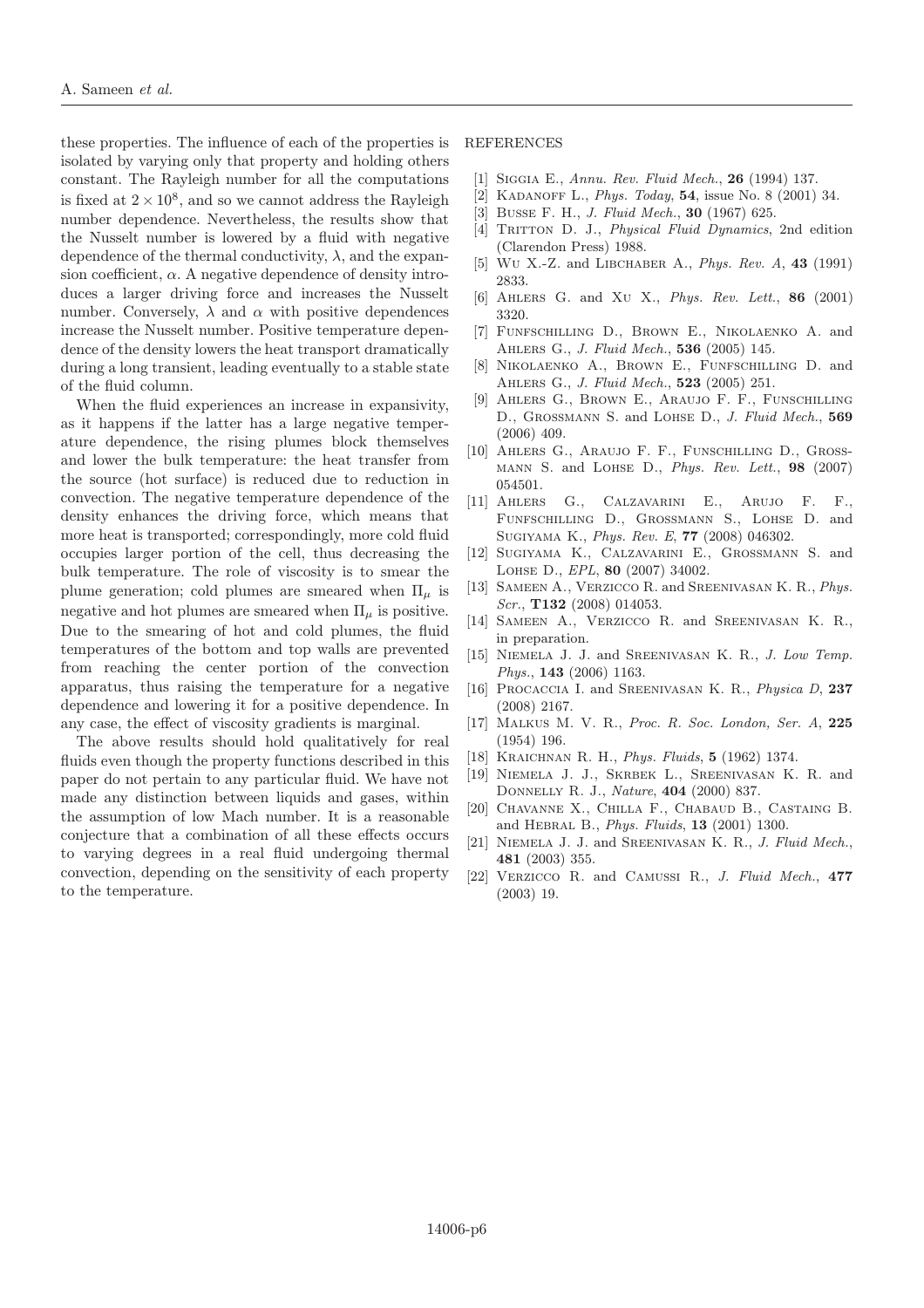these properties. The influence of each of the properties is isolated by varying only that property and holding others constant. The Rayleigh number for all the computations is fixed at $2 \times 10^8$, and so we cannot address the Rayleigh number dependence. Nevertheless, the results show that the Nusselt number is lowered by a fluid with negative dependence of the thermal conductivity, $\lambda$, and the expansion coefficient, $\alpha$. A negative dependence of density introduces a larger driving force and increases the Nusselt number. Conversely, $\lambda$ and $\alpha$ with positive dependences increase the Nusselt number. Positive temperature dependence of the density lowers the heat transport dramatically during a long transient, leading eventually to a stable state of the fluid column.

When the fluid experiences an increase in expansivity, as it happens if the latter has a large negative temperature dependence, the rising plumes block themselves and lower the bulk temperature: the heat transfer from the source (hot surface) is reduced due to reduction in convection. The negative temperature dependence of the density enhances the driving force, which means that more heat is transported; correspondingly, more cold fluid occupies larger portion of the cell, thus decreasing the bulk temperature. The role of viscosity is to smear the plume generation; cold plumes are smeared when $\Pi_\mu$ is negative and hot plumes are smeared when $\Pi_\mu$ is positive. Due to the smearing of hot and cold plumes, the fluid temperatures of the bottom and top walls are prevented from reaching the center portion of the convection apparatus, thus raising the temperature for a negative dependence and lowering it for a positive dependence. In any case, the effect of viscosity gradients is marginal.

The above results should hold qualitatively for real fluids even though the property functions described in this paper do not pertain to any particular fluid. We have not made any distinction between liquids and gases, within the assumption of low Mach number. It is a reasonable conjecture that a combination of all these effects occurs to varying degrees in a real fluid undergoing thermal convection, depending on the sensitivity of each property to the temperature.

## REFERENCES

[1] Siggia E., *Annu. Rev. Fluid Mech.*, **26** (1994) 137.

[2] Kadanoff L., *Phys. Today*, **54**, issue No. 8 (2001) 34.

[3] Busse F. H., *J. Fluid Mech.*, **30** (1967) 625.

[4] Tritton D. J., *Physical Fluid Dynamics*, 2nd edition (Clarendon Press) 1988.

[5] Wu X.-Z. and Libchaber A., *Phys. Rev. A*, **43** (1991) 2833.

[6] Ahlers G. and Xu X., *Phys. Rev. Lett.*, **86** (2001) 3320.

[7] Funfschilling D., Brown E., Nikolaenko A. and Ahlers G., *J. Fluid Mech.*, **536** (2005) 145.

[8] Nikolaenko A., Brown E., Funfschilling D. and Ahlers G., *J. Fluid Mech.*, **523** (2005) 251.

[9] Ahlers G., Brown E., Araujo F. F., Funschilling D., Grossmann S. and Lohse D., *J. Fluid Mech.*, **569** (2006) 409.

[10] Ahlers G., Araujo F. F., Funschilling D., Grossmann S. and Lohse D., *Phys. Rev. Lett.*, **98** (2007) 054501.

[11] Ahlers G., Calzavarini E., Arujo F. F., Funfschilling D., Grossmann S., Lohse D. and Sugiyama K., *Phys. Rev. E*, **77** (2008) 046302.

[12] Sugiyama K., Calzavarini E., Grossmann S. and Lohse D., *EPL*, **80** (2007) 34002.

[13] Sameen A., Verzicco R. and Sreenivasan K. R., *Phys. Scr.*, **T132** (2008) 014053.

[14] Sameen A., Verzicco R. and Sreenivasan K. R., in preparation.

[15] Niemela J. J. and Sreenivasan K. R., *J. Low Temp. Phys.*, **143** (2006) 1163.

[16] Procaccia I. and Sreenivasan K. R., *Physica D*, **237** (2008) 2167.

[17] Malkus M. V. R., *Proc. R. Soc. London, Ser. A*, **225** (1954) 196.

[18] Kraichnan R. H., *Phys. Fluids*, **5** (1962) 1374.

[19] Niemela J. J., Skrbek L., Sreenivasan K. R. and Donnelly R. J., *Nature*, **404** (2000) 837.

[20] Chavanne X., Chilla F., Chabaud B., Castaing B. and Hebral B., *Phys. Fluids*, **13** (2001) 1300.

[21] Niemela J. J. and Sreenivasan K. R., *J. Fluid Mech.*, **481** (2003) 355.

[22] Verzicco R. and Camussi R., *J. Fluid Mech.*, **477** (2003) 19.